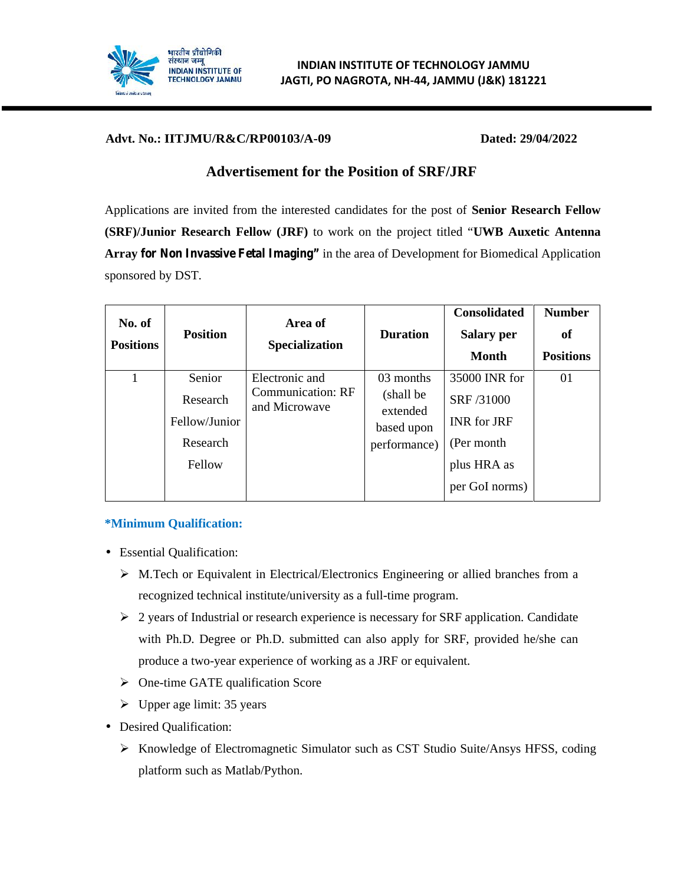भारतीय प्रौद्योगिकी संस्थान जम्मू
INDIAN INSTITUTE OF TECHNOLOGY JAMMU

**INDIAN INSTITUTE OF TECHNOLOGY JAMMU**
**JAGTI, PO NAGROTA, NH-44, JAMMU (J&K) 181221**

**Advt. No.: IITJMU/R&C/RP00103/A-09** **Dated: 29/04/2022**

## Advertisement for the Position of SRF/JRF

Applications are invited from the interested candidates for the post of **Senior Research Fellow (SRF)/Junior Research Fellow (JRF)** to work on the project titled "**UWB Auxetic Antenna Array for Non Invassive Fetal Imaging"** in the area of Development for Biomedical Application sponsored by DST.

| No. of Positions | Position | Area of Specialization | Duration | Consolidated Salary per Month | Number of Positions |
|---|---|---|---|---|---|
| 1 | Senior Research Fellow/Junior Research Fellow | Electronic and Communication: RF and Microwave | 03 months (shall be extended based upon performance) | 35000 INR for SRF /31000 INR for JRF (Per month plus HRA as per GoI norms) | 01 |

**\*Minimum Qualification:**

- Essential Qualification:
  - M.Tech or Equivalent in Electrical/Electronics Engineering or allied branches from a recognized technical institute/university as a full-time program.
  - 2 years of Industrial or research experience is necessary for SRF application. Candidate with Ph.D. Degree or Ph.D. submitted can also apply for SRF, provided he/she can produce a two-year experience of working as a JRF or equivalent.
  - One-time GATE qualification Score
  - Upper age limit: 35 years
- Desired Qualification:
  - Knowledge of Electromagnetic Simulator such as CST Studio Suite/Ansys HFSS, coding platform such as Matlab/Python.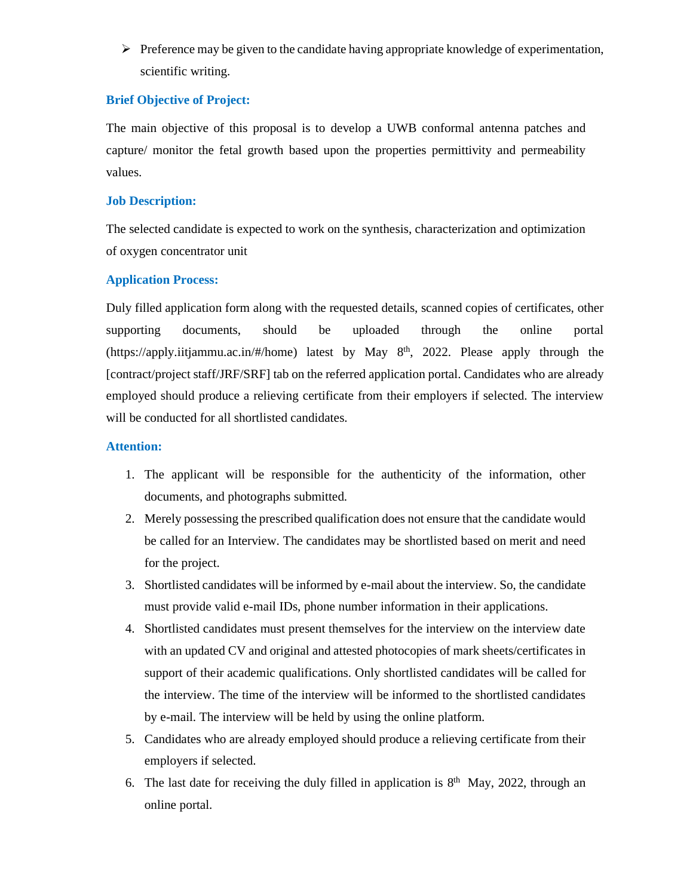- Preference may be given to the candidate having appropriate knowledge of experimentation, scientific writing.

### Brief Objective of Project:

The main objective of this proposal is to develop a UWB conformal antenna patches and capture/ monitor the fetal growth based upon the properties permittivity and permeability values.

### Job Description:

The selected candidate is expected to work on the synthesis, characterization and optimization of oxygen concentrator unit

### Application Process:

Duly filled application form along with the requested details, scanned copies of certificates, other supporting documents, should be uploaded through the online portal (https://apply.iitjammu.ac.in/#/home) latest by May 8th, 2022. Please apply through the [contract/project staff/JRF/SRF] tab on the referred application portal. Candidates who are already employed should produce a relieving certificate from their employers if selected. The interview will be conducted for all shortlisted candidates.

### Attention:

1. The applicant will be responsible for the authenticity of the information, other documents, and photographs submitted.
2. Merely possessing the prescribed qualification does not ensure that the candidate would be called for an Interview. The candidates may be shortlisted based on merit and need for the project.
3. Shortlisted candidates will be informed by e-mail about the interview. So, the candidate must provide valid e-mail IDs, phone number information in their applications.
4. Shortlisted candidates must present themselves for the interview on the interview date with an updated CV and original and attested photocopies of mark sheets/certificates in support of their academic qualifications. Only shortlisted candidates will be called for the interview. The time of the interview will be informed to the shortlisted candidates by e-mail. The interview will be held by using the online platform.
5. Candidates who are already employed should produce a relieving certificate from their employers if selected.
6. The last date for receiving the duly filled in application is 8th May, 2022, through an online portal.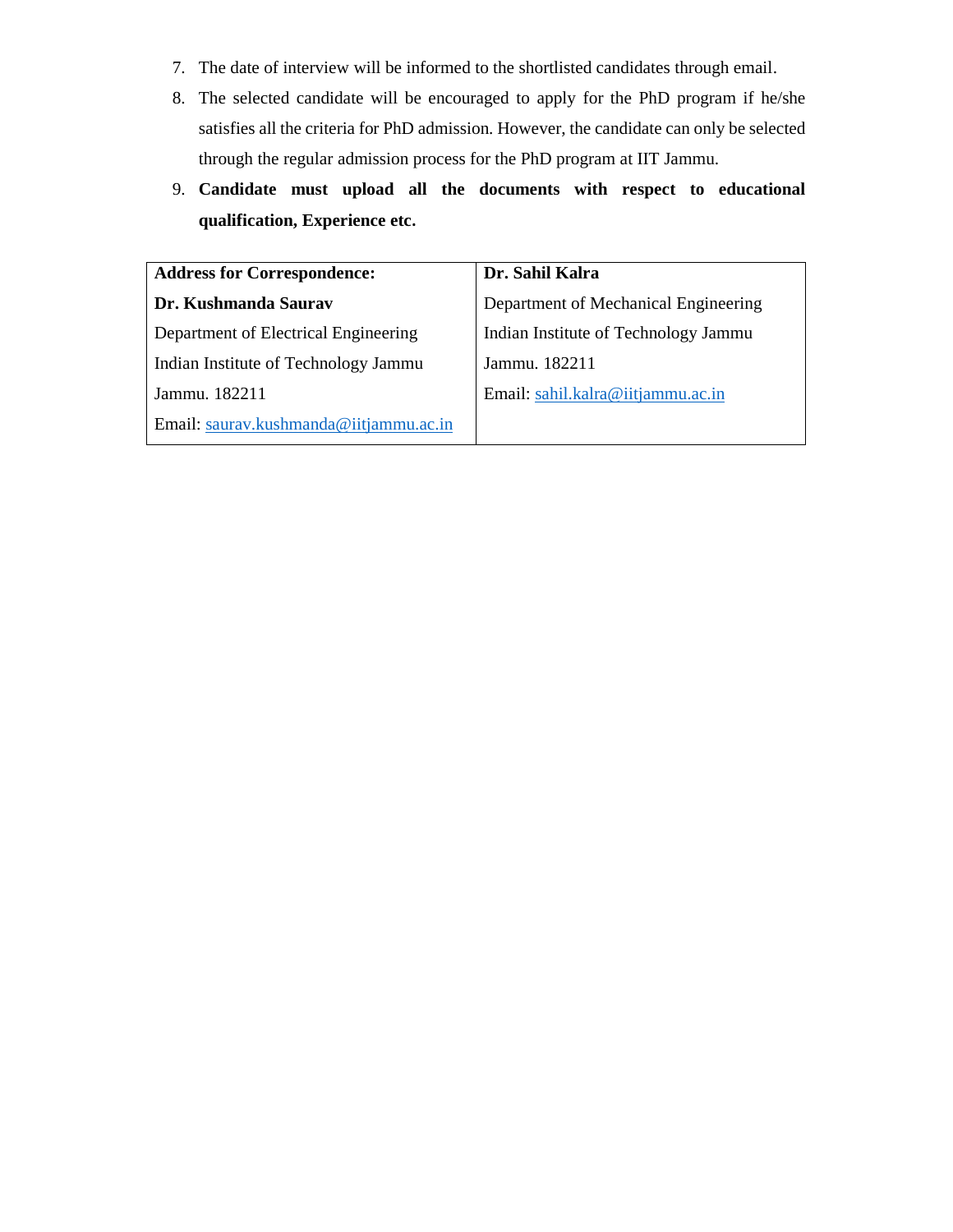7. The date of interview will be informed to the shortlisted candidates through email.
8. The selected candidate will be encouraged to apply for the PhD program if he/she satisfies all the criteria for PhD admission. However, the candidate can only be selected through the regular admission process for the PhD program at IIT Jammu.
9. **Candidate must upload all the documents with respect to educational qualification, Experience etc.**

| | |
|---|---|
| **Address for Correspondence:**<br>**Dr. Kushmanda Saurav**<br>Department of Electrical Engineering<br>Indian Institute of Technology Jammu<br>Jammu. 182211<br>Email: saurav.kushmanda@iitjammu.ac.in | **Dr. Sahil Kalra**<br>Department of Mechanical Engineering<br>Indian Institute of Technology Jammu<br>Jammu. 182211<br>Email: sahil.kalra@iitjammu.ac.in |